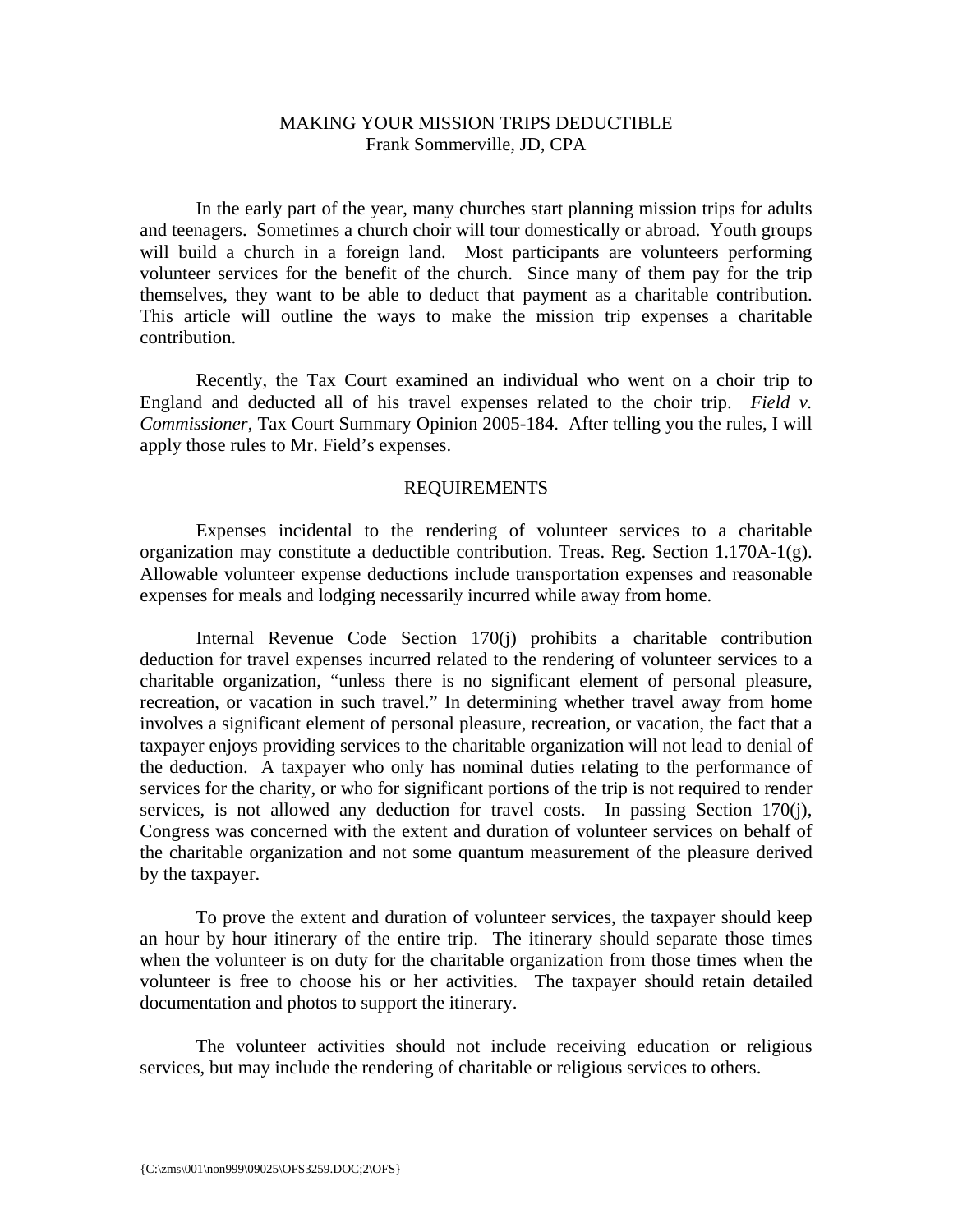# MAKING YOUR MISSION TRIPS DEDUCTIBLE

Frank Sommerville, JD, CPA

In the early part of the year, many churches start planning mission trips for adults and teenagers. Sometimes a church choir will tour domestically or abroad. Youth groups will build a church in a foreign land. Most participants are volunteers performing volunteer services for the benefit of the church. Since many of them pay for the trip themselves, they want to be able to deduct that payment as a charitable contribution. This article will outline the ways to make the mission trip expenses a charitable contribution.

Recently, the Tax Court examined an individual who went on a choir trip to England and deducted all of his travel expenses related to the choir trip. *Field v. Commissioner*, Tax Court Summary Opinion 2005-184. After telling you the rules, I will apply those rules to Mr. Field's expenses.

## REQUIREMENTS

Expenses incidental to the rendering of volunteer services to a charitable organization may constitute a deductible contribution. Treas. Reg. Section 1.170A-1(g). Allowable volunteer expense deductions include transportation expenses and reasonable expenses for meals and lodging necessarily incurred while away from home.

Internal Revenue Code Section 170(j) prohibits a charitable contribution deduction for travel expenses incurred related to the rendering of volunteer services to a charitable organization, "unless there is no significant element of personal pleasure, recreation, or vacation in such travel." In determining whether travel away from home involves a significant element of personal pleasure, recreation, or vacation, the fact that a taxpayer enjoys providing services to the charitable organization will not lead to denial of the deduction. A taxpayer who only has nominal duties relating to the performance of services for the charity, or who for significant portions of the trip is not required to render services, is not allowed any deduction for travel costs. In passing Section 170(j), Congress was concerned with the extent and duration of volunteer services on behalf of the charitable organization and not some quantum measurement of the pleasure derived by the taxpayer.

To prove the extent and duration of volunteer services, the taxpayer should keep an hour by hour itinerary of the entire trip. The itinerary should separate those times when the volunteer is on duty for the charitable organization from those times when the volunteer is free to choose his or her activities. The taxpayer should retain detailed documentation and photos to support the itinerary.

The volunteer activities should not include receiving education or religious services, but may include the rendering of charitable or religious services to others.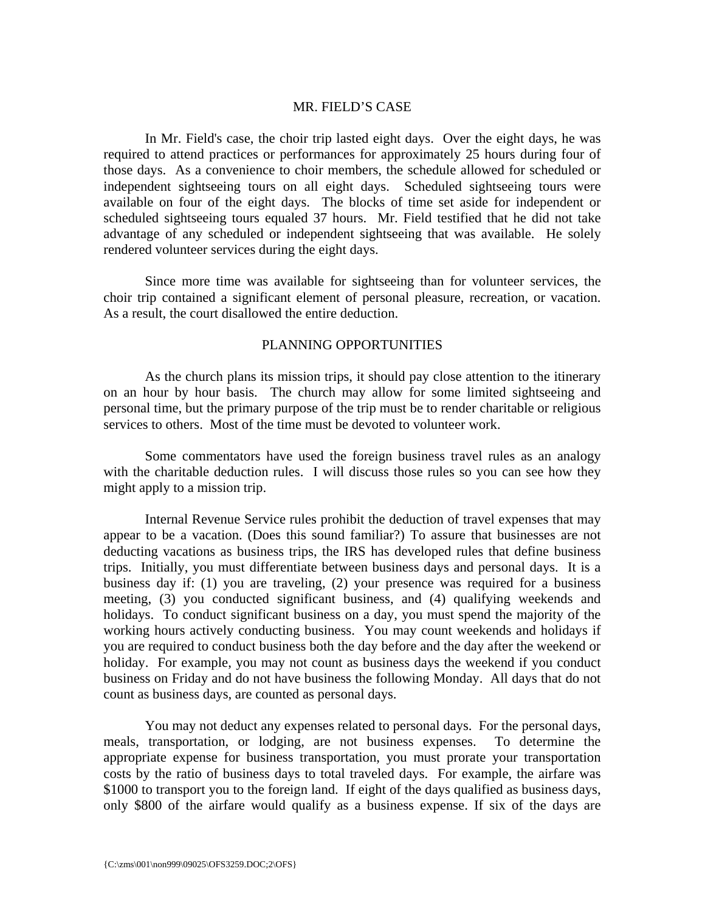## MR. FIELD'S CASE

In Mr. Field's case, the choir trip lasted eight days. Over the eight days, he was required to attend practices or performances for approximately 25 hours during four of those days. As a convenience to choir members, the schedule allowed for scheduled or independent sightseeing tours on all eight days. Scheduled sightseeing tours were available on four of the eight days. The blocks of time set aside for independent or scheduled sightseeing tours equaled 37 hours. Mr. Field testified that he did not take advantage of any scheduled or independent sightseeing that was available. He solely rendered volunteer services during the eight days.

Since more time was available for sightseeing than for volunteer services, the choir trip contained a significant element of personal pleasure, recreation, or vacation. As a result, the court disallowed the entire deduction.

## PLANNING OPPORTUNITIES

As the church plans its mission trips, it should pay close attention to the itinerary on an hour by hour basis. The church may allow for some limited sightseeing and personal time, but the primary purpose of the trip must be to render charitable or religious services to others. Most of the time must be devoted to volunteer work.

Some commentators have used the foreign business travel rules as an analogy with the charitable deduction rules. I will discuss those rules so you can see how they might apply to a mission trip.

Internal Revenue Service rules prohibit the deduction of travel expenses that may appear to be a vacation. (Does this sound familiar?) To assure that businesses are not deducting vacations as business trips, the IRS has developed rules that define business trips. Initially, you must differentiate between business days and personal days. It is a business day if: (1) you are traveling, (2) your presence was required for a business meeting, (3) you conducted significant business, and (4) qualifying weekends and holidays. To conduct significant business on a day, you must spend the majority of the working hours actively conducting business. You may count weekends and holidays if you are required to conduct business both the day before and the day after the weekend or holiday. For example, you may not count as business days the weekend if you conduct business on Friday and do not have business the following Monday. All days that do not count as business days, are counted as personal days.

You may not deduct any expenses related to personal days. For the personal days, meals, transportation, or lodging, are not business expenses. To determine the appropriate expense for business transportation, you must prorate your transportation costs by the ratio of business days to total traveled days. For example, the airfare was $1000 to transport you to the foreign land. If eight of the days qualified as business days, only $800 of the airfare would qualify as a business expense. If six of the days are

{C:\zms\001\non999\09025\OFS3259.DOC;2\OFS}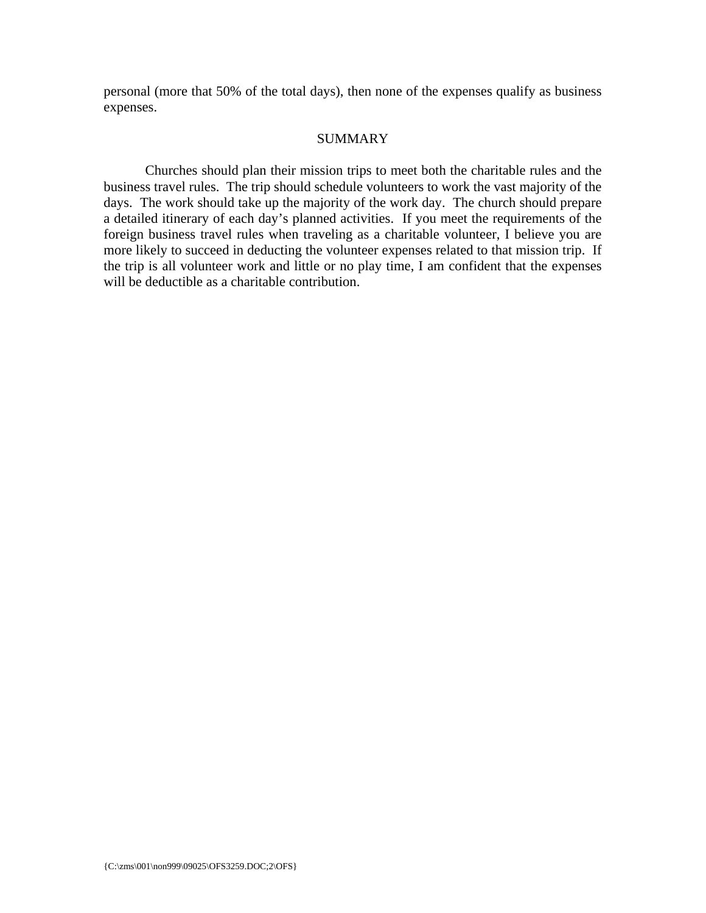personal (more that 50% of the total days), then none of the expenses qualify as business expenses.

## SUMMARY

Churches should plan their mission trips to meet both the charitable rules and the business travel rules. The trip should schedule volunteers to work the vast majority of the days. The work should take up the majority of the work day. The church should prepare a detailed itinerary of each day's planned activities. If you meet the requirements of the foreign business travel rules when traveling as a charitable volunteer, I believe you are more likely to succeed in deducting the volunteer expenses related to that mission trip. If the trip is all volunteer work and little or no play time, I am confident that the expenses will be deductible as a charitable contribution.

{C:\zms\001\non999\09025\OFS3259.DOC;2\OFS}